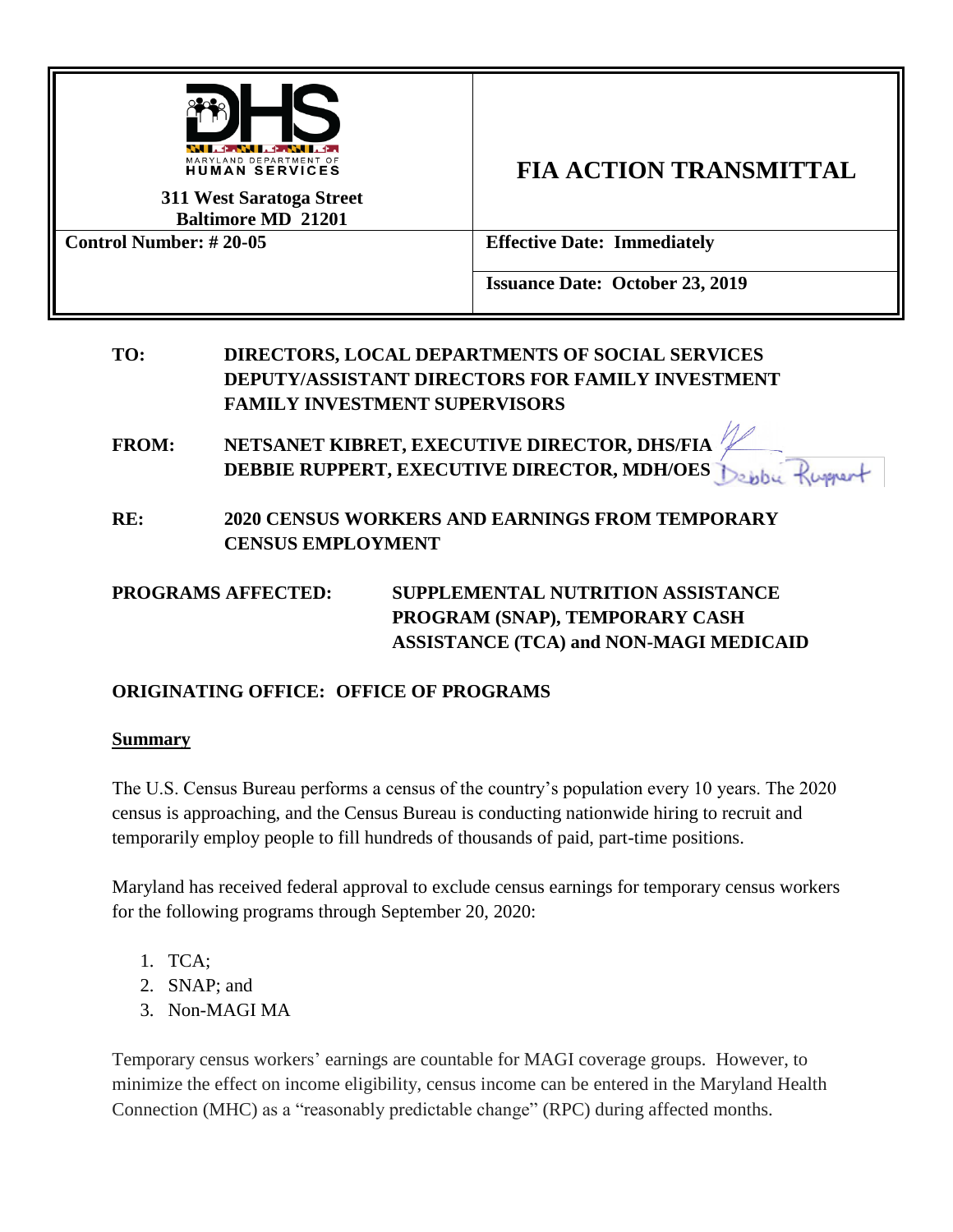| MARYLAND DEPARTMENT OF HUMAN SERVICES<br>311 West Saratoga Street<br>Baltimore MD 21201 | **FIA ACTION TRANSMITTAL** |
|---|---|
| **Control Number: # 20-05** | **Effective Date: Immediately** |
| | **Issuance Date: October 23, 2019** |

**TO:** DIRECTORS, LOCAL DEPARTMENTS OF SOCIAL SERVICES
DEPUTY/ASSISTANT DIRECTORS FOR FAMILY INVESTMENT
FAMILY INVESTMENT SUPERVISORS

**FROM:** NETSANET KIBRET, EXECUTIVE DIRECTOR, DHS/FIA
DEBBIE RUPPERT, EXECUTIVE DIRECTOR, MDH/OES

**RE:** 2020 CENSUS WORKERS AND EARNINGS FROM TEMPORARY CENSUS EMPLOYMENT

**PROGRAMS AFFECTED:** SUPPLEMENTAL NUTRITION ASSISTANCE PROGRAM (SNAP), TEMPORARY CASH ASSISTANCE (TCA) and NON-MAGI MEDICAID

**ORIGINATING OFFICE: OFFICE OF PROGRAMS**

## Summary

The U.S. Census Bureau performs a census of the country's population every 10 years. The 2020 census is approaching, and the Census Bureau is conducting nationwide hiring to recruit and temporarily employ people to fill hundreds of thousands of paid, part-time positions.

Maryland has received federal approval to exclude census earnings for temporary census workers for the following programs through September 20, 2020:

1. TCA;
2. SNAP; and
3. Non-MAGI MA

Temporary census workers' earnings are countable for MAGI coverage groups. However, to minimize the effect on income eligibility, census income can be entered in the Maryland Health Connection (MHC) as a "reasonably predictable change" (RPC) during affected months.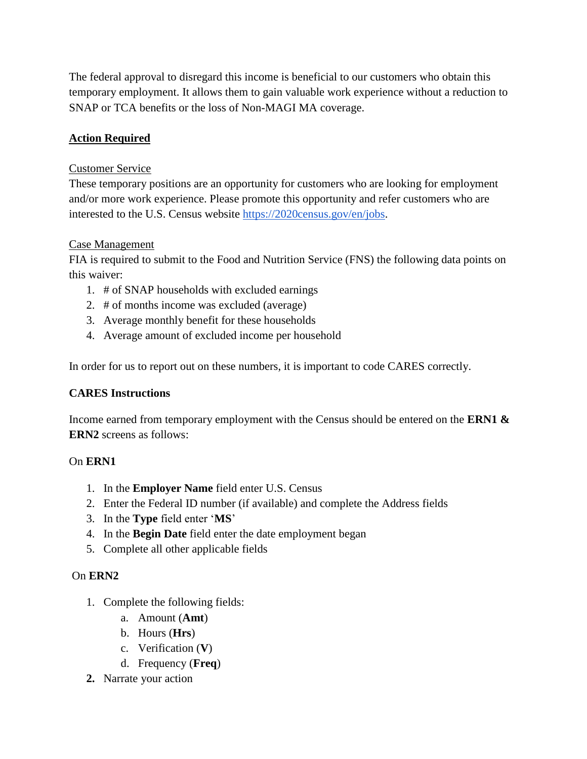The federal approval to disregard this income is beneficial to our customers who obtain this temporary employment. It allows them to gain valuable work experience without a reduction to SNAP or TCA benefits or the loss of Non-MAGI MA coverage.

## Action Required

### Customer Service

These temporary positions are an opportunity for customers who are looking for employment and/or more work experience. Please promote this opportunity and refer customers who are interested to the U.S. Census website [https://2020census.gov/en/jobs](https://2020census.gov/en/jobs).

### Case Management

FIA is required to submit to the Food and Nutrition Service (FNS) the following data points on this waiver:

1. # of SNAP households with excluded earnings
2. # of months income was excluded (average)
3. Average monthly benefit for these households
4. Average amount of excluded income per household

In order for us to report out on these numbers, it is important to code CARES correctly.

**CARES Instructions**

Income earned from temporary employment with the Census should be entered on the **ERN1 & ERN2** screens as follows:

On **ERN1**

1. In the **Employer Name** field enter U.S. Census
2. Enter the Federal ID number (if available) and complete the Address fields
3. In the **Type** field enter '**MS**'
4. In the **Begin Date** field enter the date employment began
5. Complete all other applicable fields

On **ERN2**

1. Complete the following fields:
   a. Amount (**Amt**)
   b. Hours (**Hrs**)
   c. Verification (**V**)
   d. Frequency (**Freq**)
2. Narrate your action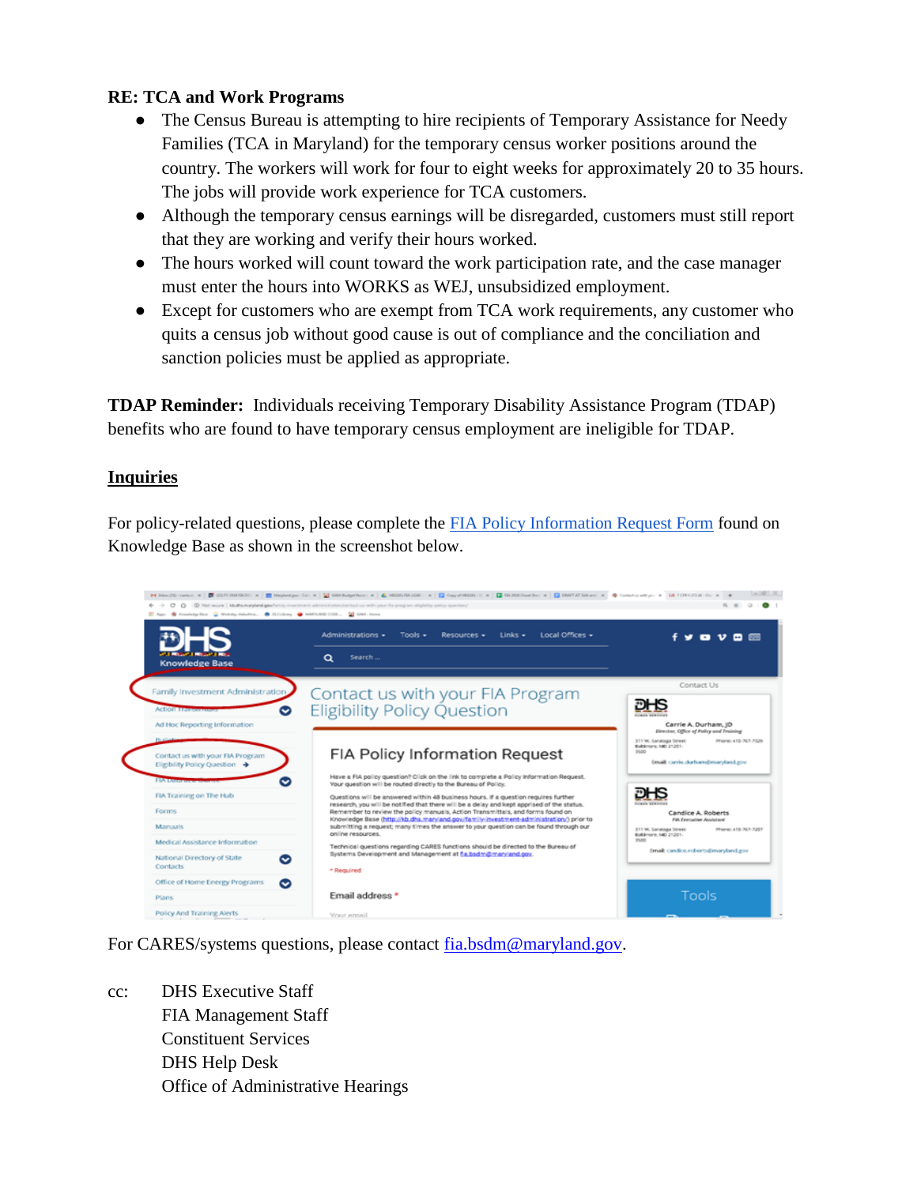**RE: TCA and Work Programs**

- The Census Bureau is attempting to hire recipients of Temporary Assistance for Needy Families (TCA in Maryland) for the temporary census worker positions around the country. The workers will work for four to eight weeks for approximately 20 to 35 hours. The jobs will provide work experience for TCA customers.
- Although the temporary census earnings will be disregarded, customers must still report that they are working and verify their hours worked.
- The hours worked will count toward the work participation rate, and the case manager must enter the hours into WORKS as WEJ, unsubsidized employment.
- Except for customers who are exempt from TCA work requirements, any customer who quits a census job without good cause is out of compliance and the conciliation and sanction policies must be applied as appropriate.

**TDAP Reminder:** Individuals receiving Temporary Disability Assistance Program (TDAP) benefits who are found to have temporary census employment are ineligible for TDAP.

**Inquiries**

For policy-related questions, please complete the FIA Policy Information Request Form found on Knowledge Base as shown in the screenshot below.

For CARES/systems questions, please contact fia.bsdm@maryland.gov.

cc: DHS Executive Staff
FIA Management Staff
Constituent Services
DHS Help Desk
Office of Administrative Hearings